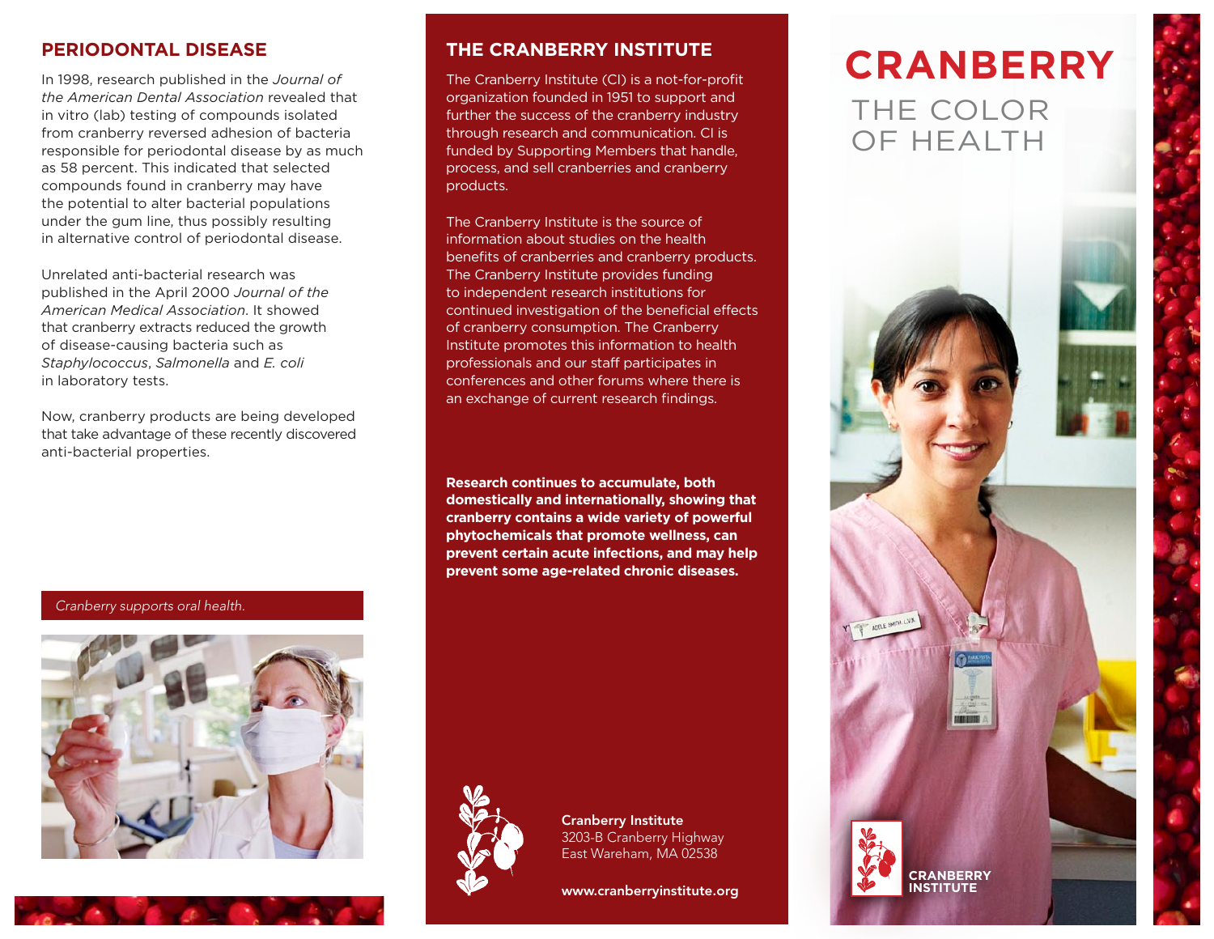## PERIODONTAL DISEASE

In 1998, research published in the *Journal of the American Dental Association* revealed that in vitro (lab) testing of compounds isolated from cranberry reversed adhesion of bacteria responsible for periodontal disease by as much as 58 percent. This indicated that selected compounds found in cranberry may have the potential to alter bacterial populations under the gum line, thus possibly resulting in alternative control of periodontal disease.

Unrelated anti-bacterial research was published in the April 2000 *Journal of the American Medical Association*. It showed that cranberry extracts reduced the growth of disease-causing bacteria such as *Staphylococcus*, *Salmonella* and *E. coli* in laboratory tests.

Now, cranberry products are being developed that take advantage of these recently discovered anti-bacterial properties.

*Cranberry supports oral health.*

## THE CRANBERRY INSTITUTE

The Cranberry Institute (CI) is a not-for-profit organization founded in 1951 to support and further the success of the cranberry industry through research and communication. CI is funded by Supporting Members that handle, process, and sell cranberries and cranberry products.

The Cranberry Institute is the source of information about studies on the health benefits of cranberries and cranberry products. The Cranberry Institute provides funding to independent research institutions for continued investigation of the beneficial effects of cranberry consumption. The Cranberry Institute promotes this information to health professionals and our staff participates in conferences and other forums where there is an exchange of current research findings.

**Research continues to accumulate, both domestically and internationally, showing that cranberry contains a wide variety of powerful phytochemicals that promote wellness, can prevent certain acute infections, and may help prevent some age-related chronic diseases.**

**Cranberry Institute**
3203-B Cranberry Highway
East Wareham, MA 02538

**www.cranberryinstitute.org**

# CRANBERRY

## THE COLOR OF HEALTH

**CRANBERRY INSTITUTE**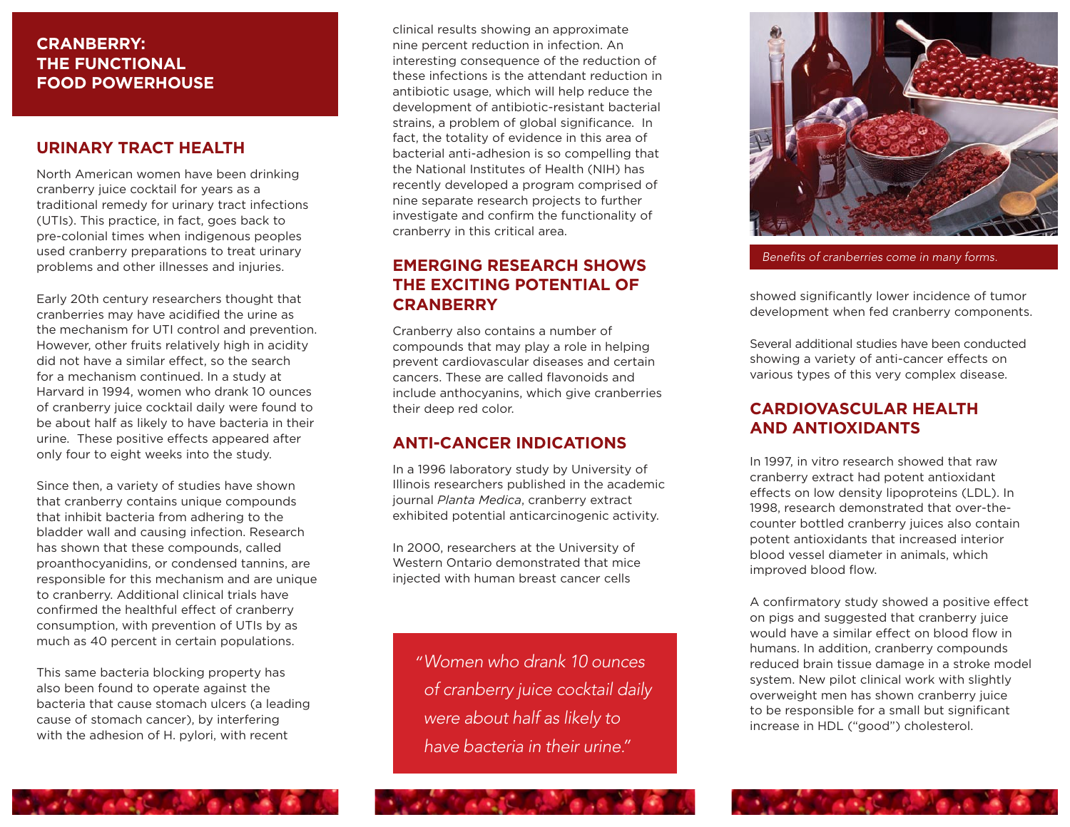# CRANBERRY: THE FUNCTIONAL FOOD POWERHOUSE

## URINARY TRACT HEALTH

North American women have been drinking cranberry juice cocktail for years as a traditional remedy for urinary tract infections (UTIs). This practice, in fact, goes back to pre-colonial times when indigenous peoples used cranberry preparations to treat urinary problems and other illnesses and injuries.

Early 20th century researchers thought that cranberries may have acidified the urine as the mechanism for UTI control and prevention. However, other fruits relatively high in acidity did not have a similar effect, so the search for a mechanism continued. In a study at Harvard in 1994, women who drank 10 ounces of cranberry juice cocktail daily were found to be about half as likely to have bacteria in their urine. These positive effects appeared after only four to eight weeks into the study.

Since then, a variety of studies have shown that cranberry contains unique compounds that inhibit bacteria from adhering to the bladder wall and causing infection. Research has shown that these compounds, called proanthocyanidins, or condensed tannins, are responsible for this mechanism and are unique to cranberry. Additional clinical trials have confirmed the healthful effect of cranberry consumption, with prevention of UTIs by as much as 40 percent in certain populations.

This same bacteria blocking property has also been found to operate against the bacteria that cause stomach ulcers (a leading cause of stomach cancer), by interfering with the adhesion of H. pylori, with recent clinical results showing an approximate nine percent reduction in infection. An interesting consequence of the reduction of these infections is the attendant reduction in antibiotic usage, which will help reduce the development of antibiotic-resistant bacterial strains, a problem of global significance. In fact, the totality of evidence in this area of bacterial anti-adhesion is so compelling that the National Institutes of Health (NIH) has recently developed a program comprised of nine separate research projects to further investigate and confirm the functionality of cranberry in this critical area.

## EMERGING RESEARCH SHOWS THE EXCITING POTENTIAL OF CRANBERRY

Cranberry also contains a number of compounds that may play a role in helping prevent cardiovascular diseases and certain cancers. These are called flavonoids and include anthocyanins, which give cranberries their deep red color.

## ANTI-CANCER INDICATIONS

In a 1996 laboratory study by University of Illinois researchers published in the academic journal *Planta Medica*, cranberry extract exhibited potential anticarcinogenic activity.

In 2000, researchers at the University of Western Ontario demonstrated that mice injected with human breast cancer cells showed significantly lower incidence of tumor development when fed cranberry components.

Several additional studies have been conducted showing a variety of anti-cancer effects on various types of this very complex disease.

> *"Women who drank 10 ounces of cranberry juice cocktail daily were about half as likely to have bacteria in their urine."*

*Benefits of cranberries come in many forms.*

## CARDIOVASCULAR HEALTH AND ANTIOXIDANTS

In 1997, in vitro research showed that raw cranberry extract had potent antioxidant effects on low density lipoproteins (LDL). In 1998, research demonstrated that over-the-counter bottled cranberry juices also contain potent antioxidants that increased interior blood vessel diameter in animals, which improved blood flow.

A confirmatory study showed a positive effect on pigs and suggested that cranberry juice would have a similar effect on blood flow in humans. In addition, cranberry compounds reduced brain tissue damage in a stroke model system. New pilot clinical work with slightly overweight men has shown cranberry juice to be responsible for a small but significant increase in HDL ("good") cholesterol.